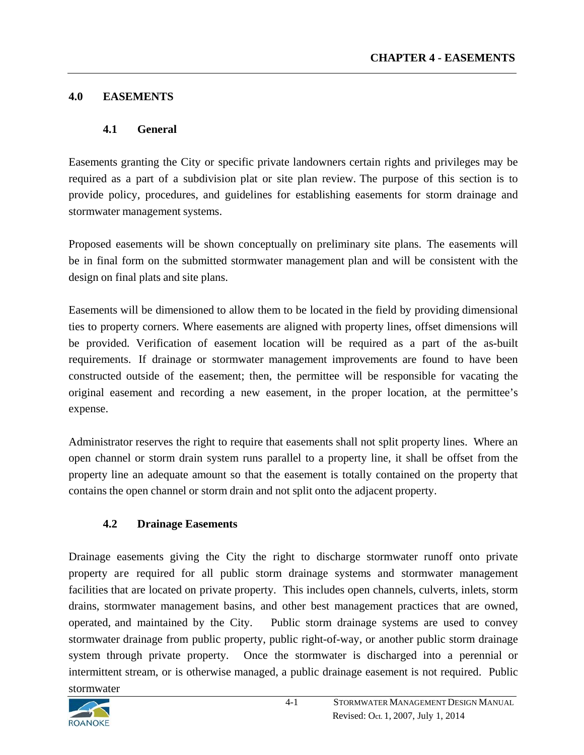## 4.0 EASEMENTS

### 4.1 General

Easements granting the City or specific private landowners certain rights and privileges may be required as a part of a subdivision plat or site plan review. The purpose of this section is to provide policy, procedures, and guidelines for establishing easements for storm drainage and stormwater management systems.

Proposed easements will be shown conceptually on preliminary site plans. The easements will be in final form on the submitted stormwater management plan and will be consistent with the design on final plats and site plans.

Easements will be dimensioned to allow them to be located in the field by providing dimensional ties to property corners. Where easements are aligned with property lines, offset dimensions will be provided. Verification of easement location will be required as a part of the as-built requirements. If drainage or stormwater management improvements are found to have been constructed outside of the easement; then, the permittee will be responsible for vacating the original easement and recording a new easement, in the proper location, at the permittee's expense.

Administrator reserves the right to require that easements shall not split property lines. Where an open channel or storm drain system runs parallel to a property line, it shall be offset from the property line an adequate amount so that the easement is totally contained on the property that contains the open channel or storm drain and not split onto the adjacent property.

### 4.2 Drainage Easements

Drainage easements giving the City the right to discharge stormwater runoff onto private property are required for all public storm drainage systems and stormwater management facilities that are located on private property. This includes open channels, culverts, inlets, storm drains, stormwater management basins, and other best management practices that are owned, operated, and maintained by the City. Public storm drainage systems are used to convey stormwater drainage from public property, public right-of-way, or another public storm drainage system through private property. Once the stormwater is discharged into a perennial or intermittent stream, or is otherwise managed, a public drainage easement is not required. Public stormwater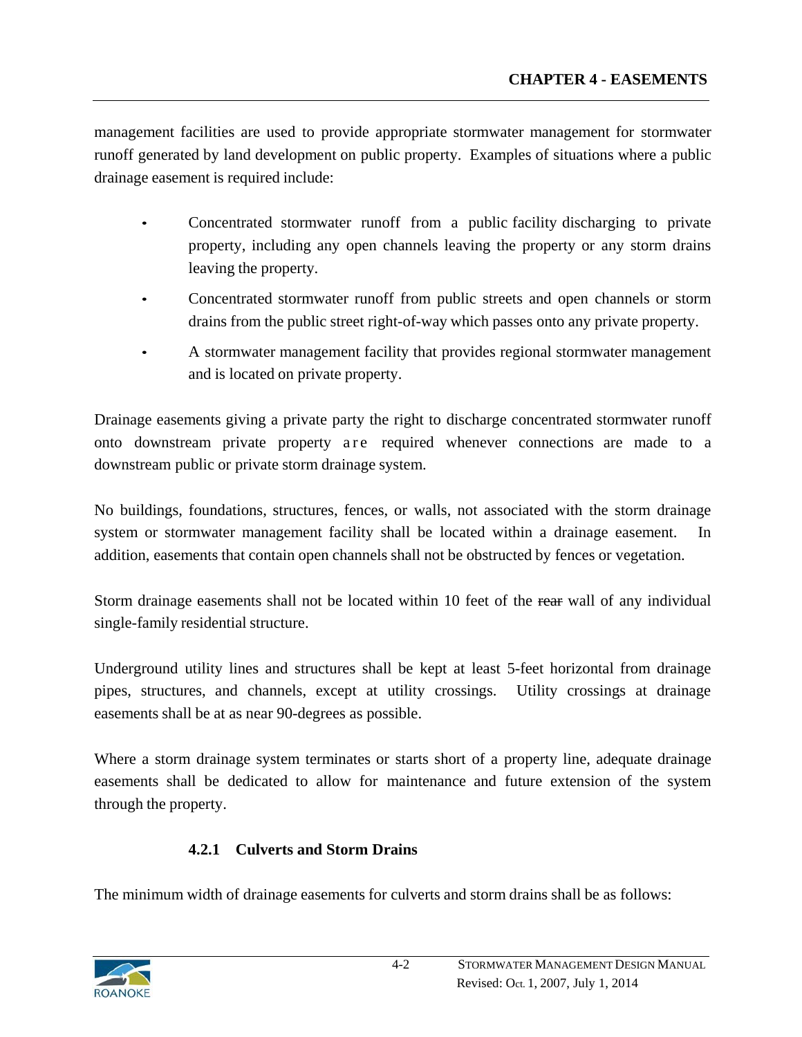management facilities are used to provide appropriate stormwater management for stormwater runoff generated by land development on public property. Examples of situations where a public drainage easement is required include:

- Concentrated stormwater runoff from a public facility discharging to private property, including any open channels leaving the property or any storm drains leaving the property.
- Concentrated stormwater runoff from public streets and open channels or storm drains from the public street right-of-way which passes onto any private property.
- A stormwater management facility that provides regional stormwater management and is located on private property.

Drainage easements giving a private party the right to discharge concentrated stormwater runoff onto downstream private property are required whenever connections are made to a downstream public or private storm drainage system.

No buildings, foundations, structures, fences, or walls, not associated with the storm drainage system or stormwater management facility shall be located within a drainage easement. In addition, easements that contain open channels shall not be obstructed by fences or vegetation.

Storm drainage easements shall not be located within 10 feet of the ~~rear~~ wall of any individual single-family residential structure.

Underground utility lines and structures shall be kept at least 5-feet horizontal from drainage pipes, structures, and channels, except at utility crossings. Utility crossings at drainage easements shall be at as near 90-degrees as possible.

Where a storm drainage system terminates or starts short of a property line, adequate drainage easements shall be dedicated to allow for maintenance and future extension of the system through the property.

### 4.2.1 Culverts and Storm Drains

The minimum width of drainage easements for culverts and storm drains shall be as follows: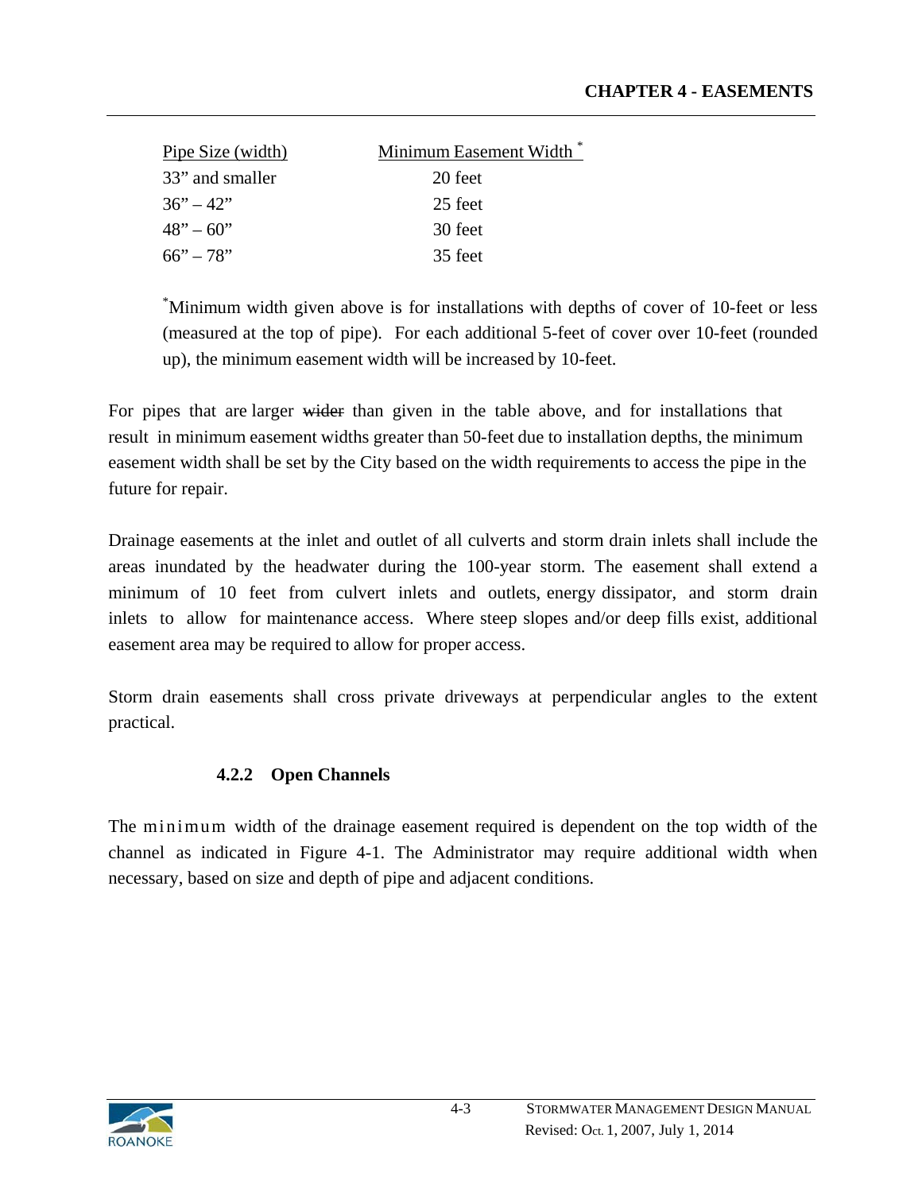| Pipe Size (width) | Minimum Easement Width [*] |
|---|---|
| 33” and smaller | 20 feet |
| 36” – 42” | 25 feet |
| 48” – 60” | 30 feet |
| 66” – 78” | 35 feet |

[*]Minimum width given above is for installations with depths of cover of 10-feet or less (measured at the top of pipe). For each additional 5-feet of cover over 10-feet (rounded up), the minimum easement width will be increased by 10-feet.

For pipes that are larger ~~wider~~ than given in the table above, and for installations that result in minimum easement widths greater than 50-feet due to installation depths, the minimum easement width shall be set by the City based on the width requirements to access the pipe in the future for repair.

Drainage easements at the inlet and outlet of all culverts and storm drain inlets shall include the areas inundated by the headwater during the 100-year storm. The easement shall extend a minimum of 10 feet from culvert inlets and outlets, energy dissipator, and storm drain inlets to allow for maintenance access. Where steep slopes and/or deep fills exist, additional easement area may be required to allow for proper access.

Storm drain easements shall cross private driveways at perpendicular angles to the extent practical.

### 4.2.2 Open Channels

The minimum width of the drainage easement required is dependent on the top width of the channel as indicated in Figure 4-1. The Administrator may require additional width when necessary, based on size and depth of pipe and adjacent conditions.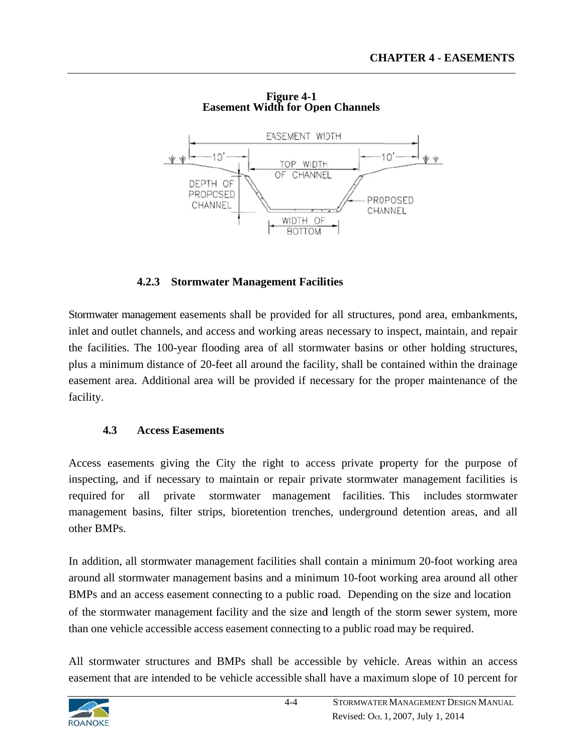**Figure 4-1**
**Easement Width for Open Channels**

### 4.2.3 Stormwater Management Facilities

Stormwater management easements shall be provided for all structures, pond area, embankments, inlet and outlet channels, and access and working areas necessary to inspect, maintain, and repair the facilities. The 100-year flooding area of all stormwater basins or other holding structures, plus a minimum distance of 20-feet all around the facility, shall be contained within the drainage easement area. Additional area will be provided if necessary for the proper maintenance of the facility.

## 4.3 Access Easements

Access easements giving the City the right to access private property for the purpose of inspecting, and if necessary to maintain or repair private stormwater management facilities is required for all private stormwater management facilities. This includes stormwater management basins, filter strips, bioretention trenches, underground detention areas, and all other BMPs.

In addition, all stormwater management facilities shall contain a minimum 20-foot working area around all stormwater management basins and a minimum 10-foot working area around all other BMPs and an access easement connecting to a public road. Depending on the size and location of the stormwater management facility and the size and length of the storm sewer system, more than one vehicle accessible access easement connecting to a public road may be required.

All stormwater structures and BMPs shall be accessible by vehicle. Areas within an access easement that are intended to be vehicle accessible shall have a maximum slope of 10 percent for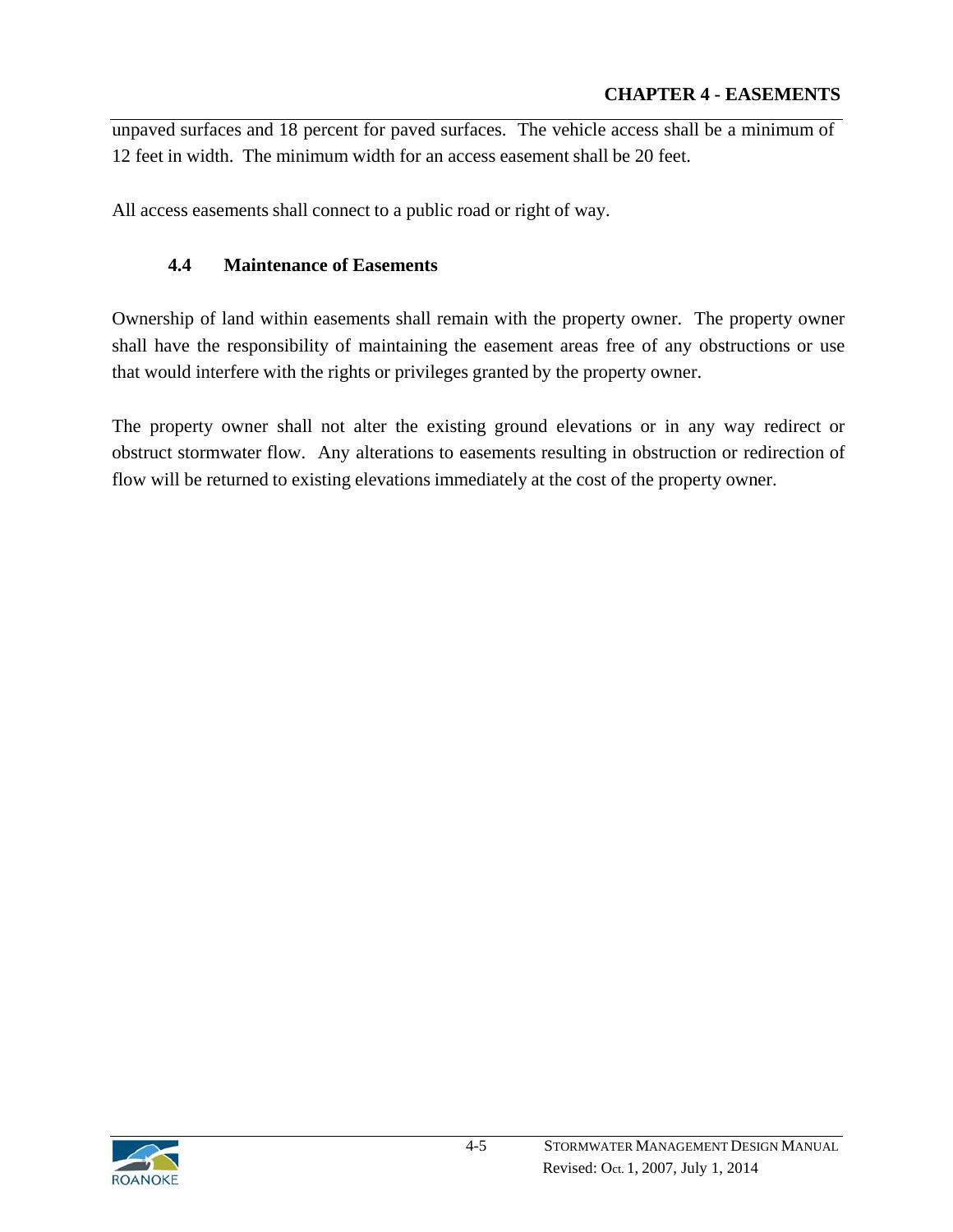unpaved surfaces and 18 percent for paved surfaces. The vehicle access shall be a minimum of 12 feet in width. The minimum width for an access easement shall be 20 feet.

All access easements shall connect to a public road or right of way.

### 4.4 Maintenance of Easements

Ownership of land within easements shall remain with the property owner. The property owner shall have the responsibility of maintaining the easement areas free of any obstructions or use that would interfere with the rights or privileges granted by the property owner.

The property owner shall not alter the existing ground elevations or in any way redirect or obstruct stormwater flow. Any alterations to easements resulting in obstruction or redirection of flow will be returned to existing elevations immediately at the cost of the property owner.